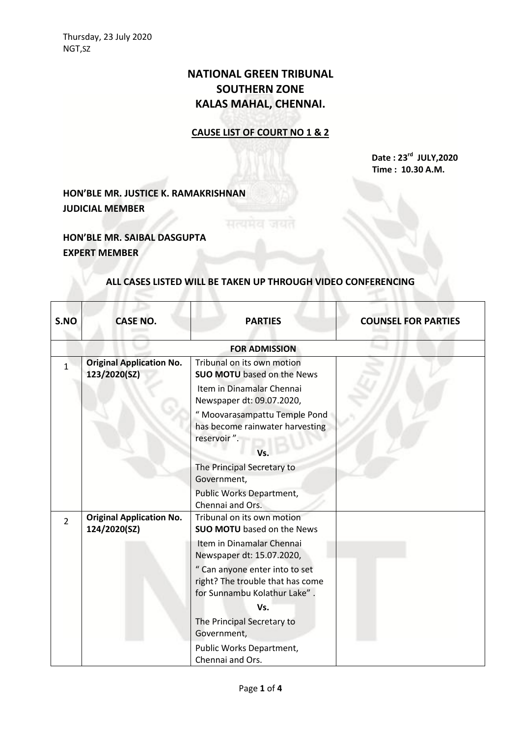Thursday, 23 July 2020
NGT,SZ

# NATIONAL GREEN TRIBUNAL
# SOUTHERN ZONE
# KALAS MAHAL, CHENNAI.

## CAUSE LIST OF COURT NO 1 & 2

**Date : 23rd JULY,2020**
**Time : 10.30 A.M.**

**HON'BLE MR. JUSTICE K. RAMAKRISHNAN**
**JUDICIAL MEMBER**

**HON'BLE MR. SAIBAL DASGUPTA**
**EXPERT MEMBER**

**ALL CASES LISTED WILL BE TAKEN UP THROUGH VIDEO CONFERENCING**

| S.NO | CASE NO. | PARTIES | COUNSEL FOR PARTIES |
|---|---|---|---|
| **FOR ADMISSION** | | | |
| 1 | **Original Application No. 123/2020(SZ)** | Tribunal on its own motion **SUO MOTU** based on the News Item in Dinamalar Chennai Newspaper dt: 09.07.2020, " Moovarasampattu Temple Pond has become rainwater harvesting reservoir ". **Vs.** The Principal Secretary to Government, Public Works Department, Chennai and Ors. | |
| 2 | **Original Application No. 124/2020(SZ)** | Tribunal on its own motion **SUO MOTU** based on the News Item in Dinamalar Chennai Newspaper dt: 15.07.2020, " Can anyone enter into to set right? The trouble that has come for Sunnambu Kolathur Lake" . **Vs.** The Principal Secretary to Government, Public Works Department, Chennai and Ors. | |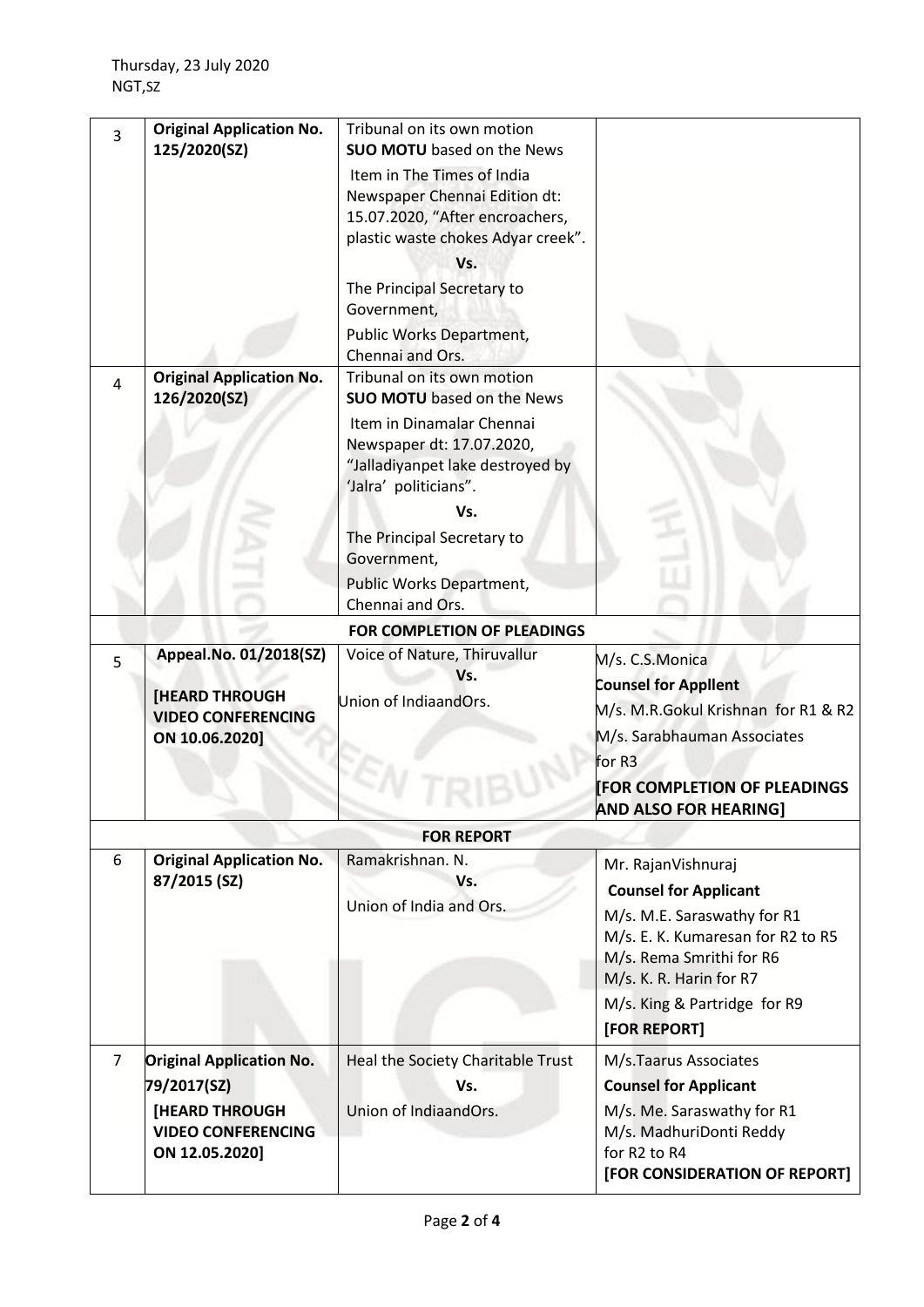Thursday, 23 July 2020
NGT,SZ

| | | | |
|---|---|---|---|
| 3 | **Original Application No. 125/2020(SZ)** | Tribunal on its own motion **SUO MOTU** based on the News Item in The Times of India Newspaper Chennai Edition dt: 15.07.2020, "After encroachers, plastic waste chokes Adyar creek". **Vs.** The Principal Secretary to Government, Public Works Department, Chennai and Ors. | |
| 4 | **Original Application No. 126/2020(SZ)** | Tribunal on its own motion **SUO MOTU** based on the News Item in Dinamalar Chennai Newspaper dt: 17.07.2020, "Jalladiyanpet lake destroyed by 'Jalra' politicians". **Vs.** The Principal Secretary to Government, Public Works Department, Chennai and Ors. | |
| | | **FOR COMPLETION OF PLEADINGS** | |
| 5 | **Appeal.No. 01/2018(SZ)** **[HEARD THROUGH VIDEO CONFERENCING ON 10.06.2020]** | Voice of Nature, Thiruvallur **Vs.** Union of IndiaandOrs. | M/s. C.S.Monica **Counsel for Appllent** M/s. M.R.Gokul Krishnan for R1 & R2 M/s. Sarabhauman Associates for R3 **[FOR COMPLETION OF PLEADINGS AND ALSO FOR HEARING]** |
| | | **FOR REPORT** | |
| 6 | **Original Application No. 87/2015 (SZ)** | Ramakrishnan. N. **Vs.** Union of India and Ors. | Mr. RajanVishnuraj **Counsel for Applicant** M/s. M.E. Saraswathy for R1 M/s. E. K. Kumaresan for R2 to R5 M/s. Rema Smrithi for R6 M/s. K. R. Harin for R7 M/s. King & Partridge for R9 **[FOR REPORT]** |
| 7 | **Original Application No. 79/2017(SZ)** **[HEARD THROUGH VIDEO CONFERENCING ON 12.05.2020]** | Heal the Society Charitable Trust **Vs.** Union of IndiaandOrs. | M/s.Taarus Associates **Counsel for Applicant** M/s. Me. Saraswathy for R1 M/s. MadhuriDonti Reddy for R2 to R4 **[FOR CONSIDERATION OF REPORT]** |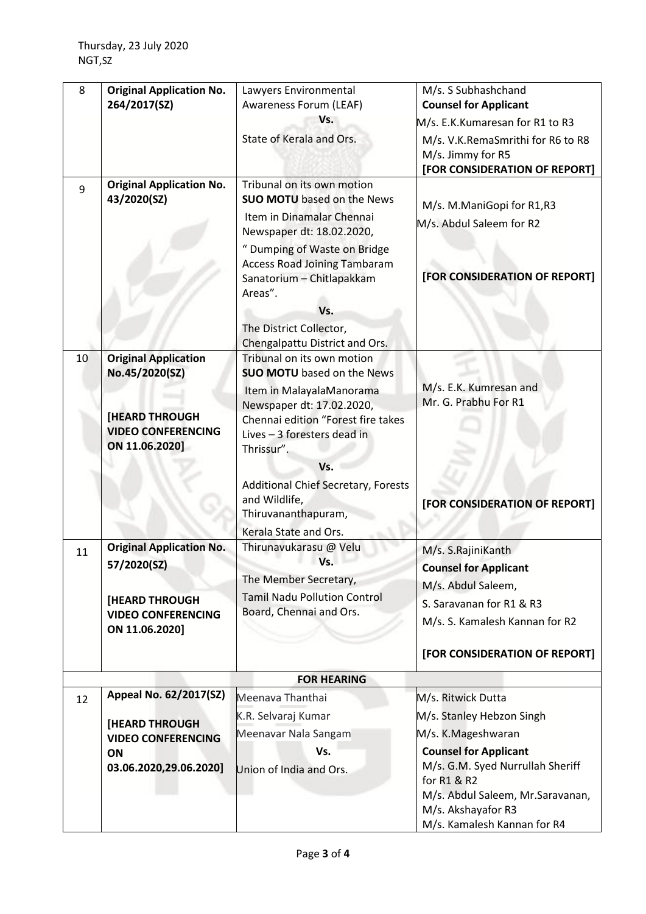Thursday, 23 July 2020
NGT,SZ

| | | | |
|---|---|---|---|
| 8 | **Original Application No. 264/2017(SZ)** | Lawyers Environmental Awareness Forum (LEAF)<br>**Vs.**<br>State of Kerala and Ors. | M/s. S Subhashchand<br>**Counsel for Applicant**<br>M/s. E.K.Kumaresan for R1 to R3<br>M/s. V.K.RemaSmrithi for R6 to R8<br>M/s. Jimmy for R5<br>**[FOR CONSIDERATION OF REPORT]** |
| 9 | **Original Application No. 43/2020(SZ)** | Tribunal on its own motion **SUO MOTU** based on the News Item in Dinamalar Chennai Newspaper dt: 18.02.2020, " Dumping of Waste on Bridge Access Road Joining Tambaram Sanatorium – Chitlapakkam Areas".<br>**Vs.**<br>The District Collector, Chengalpattu District and Ors. | M/s. M.ManiGopi for R1,R3<br>M/s. Abdul Saleem for R2<br>**[FOR CONSIDERATION OF REPORT]** |
| 10 | **Original Application No.45/2020(SZ)**<br>**[HEARD THROUGH VIDEO CONFERENCING ON 11.06.2020]** | Tribunal on its own motion **SUO MOTU** based on the News Item in MalayalaManorama Newspaper dt: 17.02.2020, Chennai edition "Forest fire takes Lives – 3 foresters dead in Thrissur".<br>**Vs.**<br>Additional Chief Secretary, Forests and Wildlife, Thiruvananthapuram, Kerala State and Ors. | M/s. E.K. Kumresan and Mr. G. Prabhu For R1<br>**[FOR CONSIDERATION OF REPORT]** |
| 11 | **Original Application No. 57/2020(SZ)**<br>**[HEARD THROUGH VIDEO CONFERENCING ON 11.06.2020]** | Thirunavukarasu @ Velu<br>**Vs.**<br>The Member Secretary, Tamil Nadu Pollution Control Board, Chennai and Ors. | M/s. S.RajiniKanth<br>**Counsel for Applicant**<br>M/s. Abdul Saleem,<br>S. Saravanan for R1 & R3<br>M/s. S. Kamalesh Kannan for R2<br>**[FOR CONSIDERATION OF REPORT]** |
| | | **FOR HEARING** | |
| 12 | **Appeal No. 62/2017(SZ)**<br>**[HEARD THROUGH VIDEO CONFERENCING ON 03.06.2020,29.06.2020]** | Meenava Thanthai<br>K.R. Selvaraj Kumar<br>Meenavar Nala Sangam<br>**Vs.**<br>Union of India and Ors. | M/s. Ritwick Dutta<br>M/s. Stanley Hebzon Singh<br>M/s. K.Mageshwaran<br>**Counsel for Applicant**<br>M/s. G.M. Syed Nurrullah Sheriff for R1 & R2<br>M/s. Abdul Saleem, Mr.Saravanan, M/s. Akshayafor R3<br>M/s. Kamalesh Kannan for R4 |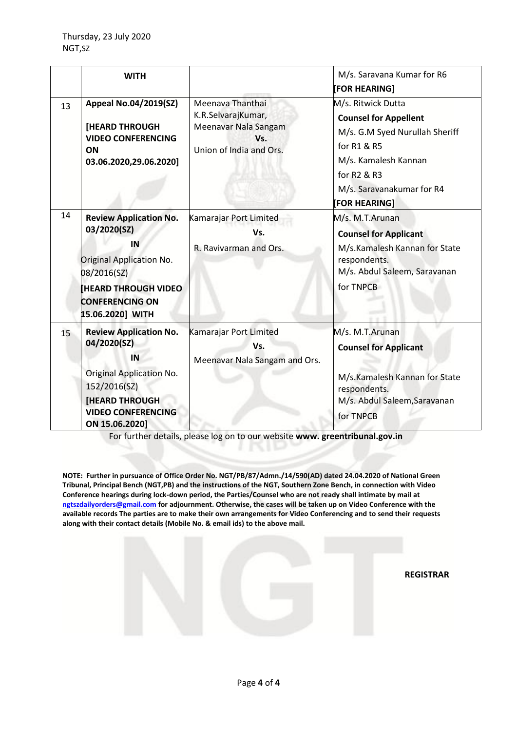Thursday, 23 July 2020
NGT,SZ

| | | | |
|---|---|---|---|
| | **WITH** | | M/s. Saravana Kumar for R6 **[FOR HEARING]** |
| 13 | **Appeal No.04/2019(SZ)** **[HEARD THROUGH VIDEO CONFERENCING ON 03.06.2020,29.06.2020]** | Meenava Thanthai K.R.SelvarajKumar, Meenavar Nala Sangam **Vs.** Union of India and Ors. | M/s. Ritwick Dutta **Counsel for Appellent** M/s. G.M Syed Nurullah Sheriff for R1 & R5 M/s. Kamalesh Kannan for R2 & R3 M/s. Saravanakumar for R4 **[FOR HEARING]** |
| 14 | **Review Application No. 03/2020(SZ)** **IN** Original Application No. 08/2016(SZ) **[HEARD THROUGH VIDEO CONFERENCING ON 15.06.2020] WITH** | Kamarajar Port Limited **Vs.** R. Ravivarman and Ors. | M/s. M.T.Arunan **Counsel for Applicant** M/s.Kamalesh Kannan for State respondents. M/s. Abdul Saleem, Saravanan for TNPCB |
| 15 | **Review Application No. 04/2020(SZ)** **IN** Original Application No. 152/2016(SZ) **[HEARD THROUGH VIDEO CONFERENCING ON 15.06.2020]** | Kamarajar Port Limited **Vs.** Meenavar Nala Sangam and Ors. | M/s. M.T.Arunan **Counsel for Applicant** M/s.Kamalesh Kannan for State respondents. M/s. Abdul Saleem,Saravanan for TNPCB |

For further details, please log on to our website **www. greentribunal.gov.in**

**NOTE: Further in pursuance of Office Order No. NGT/PB/87/Admn./14/590(AD) dated 24.04.2020 of National Green Tribunal, Principal Bench (NGT,PB) and the instructions of the NGT, Southern Zone Bench, in connection with Video Conference hearings during lock-down period, the Parties/Counsel who are not ready shall intimate by mail at ngtszdailyorders@gmail.com for adjournment. Otherwise, the cases will be taken up on Video Conference with the available records The parties are to make their own arrangements for Video Conferencing and to send their requests along with their contact details (Mobile No. & email ids) to the above mail.**

**REGISTRAR**